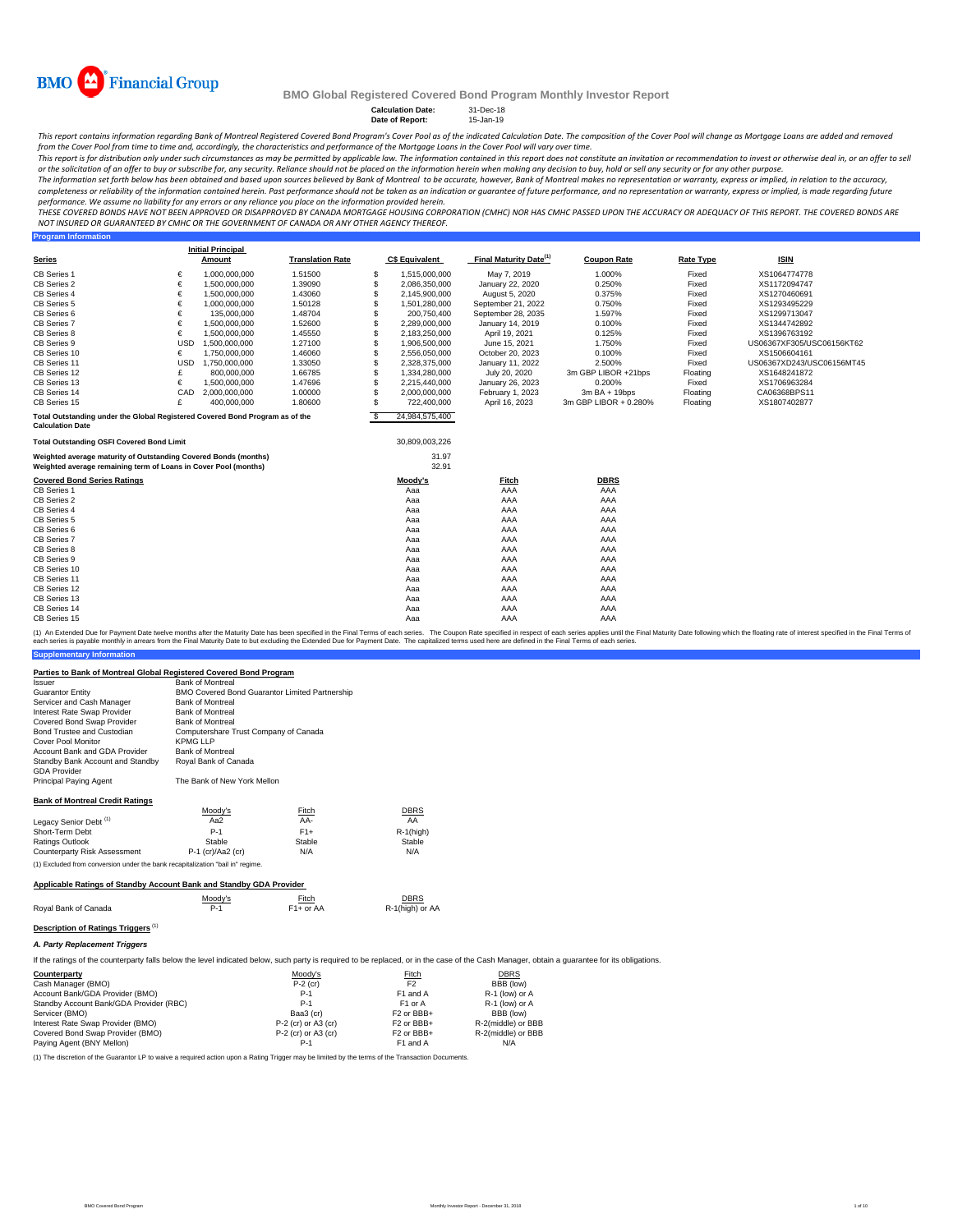BMO Financial Group

# BMO Global Registered Covered Bond Program Monthly Investor Report

**Calculation Date:** 31-Dec-18
**Date of Report:** 15-Jan-19

*This report contains information regarding Bank of Montreal Registered Covered Bond Program's Cover Pool as of the indicated Calculation Date. The composition of the Cover Pool will change as Mortgage Loans are added and removed from the Cover Pool from time to time and, accordingly, the characteristics and performance of the Mortgage Loans in the Cover Pool will vary over time.*

*This report is for distribution only under such circumstances as may be permitted by applicable law. The information contained in this report does not constitute an invitation or recommendation to invest or otherwise deal in, or an offer to sell or the solicitation of an offer to buy or subscribe for, any security. Reliance should not be placed on the information herein when making any decision to buy, hold or sell any security or for any other purpose.*

*The information set forth below has been obtained and based upon sources believed by Bank of Montreal to be accurate, however, Bank of Montreal makes no representation or warranty, express or implied, in relation to the accuracy, completeness or reliability of the information contained herein. Past performance should not be taken as an indication or guarantee of future performance, and no representation or warranty, express or implied, is made regarding future performance. We assume no liability for any errors or any reliance you place on the information provided herein.*

*THESE COVERED BONDS HAVE NOT BEEN APPROVED OR DISAPPROVED BY CANADA MORTGAGE HOUSING CORPORATION (CMHC) NOR HAS CMHC PASSED UPON THE ACCURACY OR ADEQUACY OF THIS REPORT. THE COVERED BONDS ARE NOT INSURED OR GUARANTEED BY CMHC OR THE GOVERNMENT OF CANADA OR ANY OTHER AGENCY THEREOF.*

## Program Information

| Series | | Initial Principal Amount | Translation Rate | | C$ Equivalent | Final Maturity Date[1] | Coupon Rate | Rate Type | ISIN |
|---|---|---|---|---|---|---|---|---|---|
| CB Series 1 | € | 1,000,000,000 | 1.51500 | $ | 1,515,000,000 | May 7, 2019 | 1.000% | Fixed | XS1064774778 |
| CB Series 2 | € | 1,500,000,000 | 1.39090 | $ | 2,086,350,000 | January 22, 2020 | 0.250% | Fixed | XS1172094747 |
| CB Series 4 | € | 1,500,000,000 | 1.43060 | $ | 2,145,900,000 | August 5, 2020 | 0.375% | Fixed | XS1270460691 |
| CB Series 5 | € | 1,000,000,000 | 1.50128 | $ | 1,501,280,000 | September 21, 2022 | 0.750% | Fixed | XS1293495229 |
| CB Series 6 | € | 135,000,000 | 1.48704 | $ | 200,750,400 | September 28, 2035 | 1.597% | Fixed | XS1299713047 |
| CB Series 7 | € | 1,500,000,000 | 1.52600 | $ | 2,289,000,000 | January 14, 2019 | 0.100% | Fixed | XS1344742892 |
| CB Series 8 | € | 1,500,000,000 | 1.45550 | $ | 2,183,250,000 | April 19, 2021 | 0.125% | Fixed | XS1396763192 |
| CB Series 9 | USD | 1,500,000,000 | 1.27100 | $ | 1,906,500,000 | June 15, 2021 | 1.750% | Fixed | US06367XF305/USC06156KT62 |
| CB Series 10 | € | 1,750,000,000 | 1.46060 | $ | 2,556,050,000 | October 20, 2023 | 0.100% | Fixed | XS1506604161 |
| CB Series 11 | USD | 1,750,000,000 | 1.33050 | $ | 2,328,375,000 | January 11, 2022 | 2.500% | Fixed | US06367XD243/USC06156MT45 |
| CB Series 12 | £ | 800,000,000 | 1.66785 | $ | 1,334,280,000 | July 20, 2020 | 3m GBP LIBOR +21bps | Floating | XS1648241872 |
| CB Series 13 | € | 1,500,000,000 | 1.47696 | $ | 2,215,440,000 | January 26, 2023 | 0.200% | Fixed | XS1706963284 |
| CB Series 14 | CAD | 2,000,000,000 | 1.00000 | $ | 2,000,000,000 | February 1, 2023 | 3m BA + 19bps | Floating | CA06368BPS11 |
| CB Series 15 | £ | 400,000,000 | 1.80600 | $ | 722,400,000 | April 16, 2023 | 3m GBP LIBOR + 0.280% | Floating | XS1807402877 |
| **Total Outstanding under the Global Registered Covered Bond Program as of the Calculation Date** | | | | $ | 24,984,575,400 | | | | |

| | |
|---|---|
| **Total Outstanding OSFI Covered Bond Limit** | 30,809,003,226 |
| **Weighted average maturity of Outstanding Covered Bonds (months)** | 31.97 |
| **Weighted average remaining term of Loans in Cover Pool (months)** | 32.91 |

| Covered Bond Series Ratings | Moody's | Fitch | DBRS |
|---|---|---|---|
| CB Series 1 | Aaa | AAA | AAA |
| CB Series 2 | Aaa | AAA | AAA |
| CB Series 4 | Aaa | AAA | AAA |
| CB Series 5 | Aaa | AAA | AAA |
| CB Series 6 | Aaa | AAA | AAA |
| CB Series 7 | Aaa | AAA | AAA |
| CB Series 8 | Aaa | AAA | AAA |
| CB Series 9 | Aaa | AAA | AAA |
| CB Series 10 | Aaa | AAA | AAA |
| CB Series 11 | Aaa | AAA | AAA |
| CB Series 12 | Aaa | AAA | AAA |
| CB Series 13 | Aaa | AAA | AAA |
| CB Series 14 | Aaa | AAA | AAA |
| CB Series 15 | Aaa | AAA | AAA |

(1) An Extended Due for Payment Date twelve months after the Maturity Date has been specified in the Final Terms of each series. The Coupon Rate specified in respect of each series applies until the Final Maturity Date following which the floating rate of interest specified in the Final Terms of each series is payable monthly in arrears from the Final Maturity Date to but excluding the Extended Due for Payment Date. The capitalized terms used here are defined in the Final Terms of each series.

## Supplementary Information

### Parties to Bank of Montreal Global Registered Covered Bond Program

| | |
|---|---|
| Issuer | Bank of Montreal |
| Guarantor Entity | BMO Covered Bond Guarantor Limited Partnership |
| Servicer and Cash Manager | Bank of Montreal |
| Interest Rate Swap Provider | Bank of Montreal |
| Covered Bond Swap Provider | Bank of Montreal |
| Bond Trustee and Custodian | Computershare Trust Company of Canada |
| Cover Pool Monitor | KPMG LLP |
| Account Bank and GDA Provider | Bank of Montreal |
| Standby Bank Account and Standby GDA Provider | Royal Bank of Canada |
| Principal Paying Agent | The Bank of New York Mellon |

### Bank of Montreal Credit Ratings

| | Moody's | Fitch | DBRS |
|---|---|---|---|
| Legacy Senior Debt[1] | Aa2 | AA- | AA |
| Short-Term Debt | P-1 | F1+ | R-1(high) |
| Ratings Outlook | Stable | Stable | Stable |
| Counterparty Risk Assessment | P-1 (cr)/Aa2 (cr) | N/A | N/A |

(1) Excluded from conversion under the bank recapitalization "bail in" regime.

### Applicable Ratings of Standby Account Bank and Standby GDA Provider

| | Moody's | Fitch | DBRS |
|---|---|---|---|
| Royal Bank of Canada | P-1 | F1+ or AA | R-1(high) or AA |

### Description of Ratings Triggers[1]

#### *A. Party Replacement Triggers*

If the ratings of the counterparty falls below the level indicated below, such party is required to be replaced, or in the case of the Cash Manager, obtain a guarantee for its obligations.

| Counterparty | Moody's | Fitch | DBRS |
|---|---|---|---|
| Cash Manager (BMO) | P-2 (cr) | F2 | BBB (low) |
| Account Bank/GDA Provider (BMO) | P-1 | F1 and A | R-1 (low) or A |
| Standby Account Bank/GDA Provider (RBC) | P-1 | F1 or A | R-1 (low) or A |
| Servicer (BMO) | Baa3 (cr) | F2 or BBB+ | BBB (low) |
| Interest Rate Swap Provider (BMO) | P-2 (cr) or A3 (cr) | F2 or BBB+ | R-2(middle) or BBB |
| Covered Bond Swap Provider (BMO) | P-2 (cr) or A3 (cr) | F2 or BBB+ | R-2(middle) or BBB |
| Paying Agent (BNY Mellon) | P-1 | F1 and A | N/A |

(1) The discretion of the Guarantor LP to waive a required action upon a Rating Trigger may be limited by the terms of the Transaction Documents.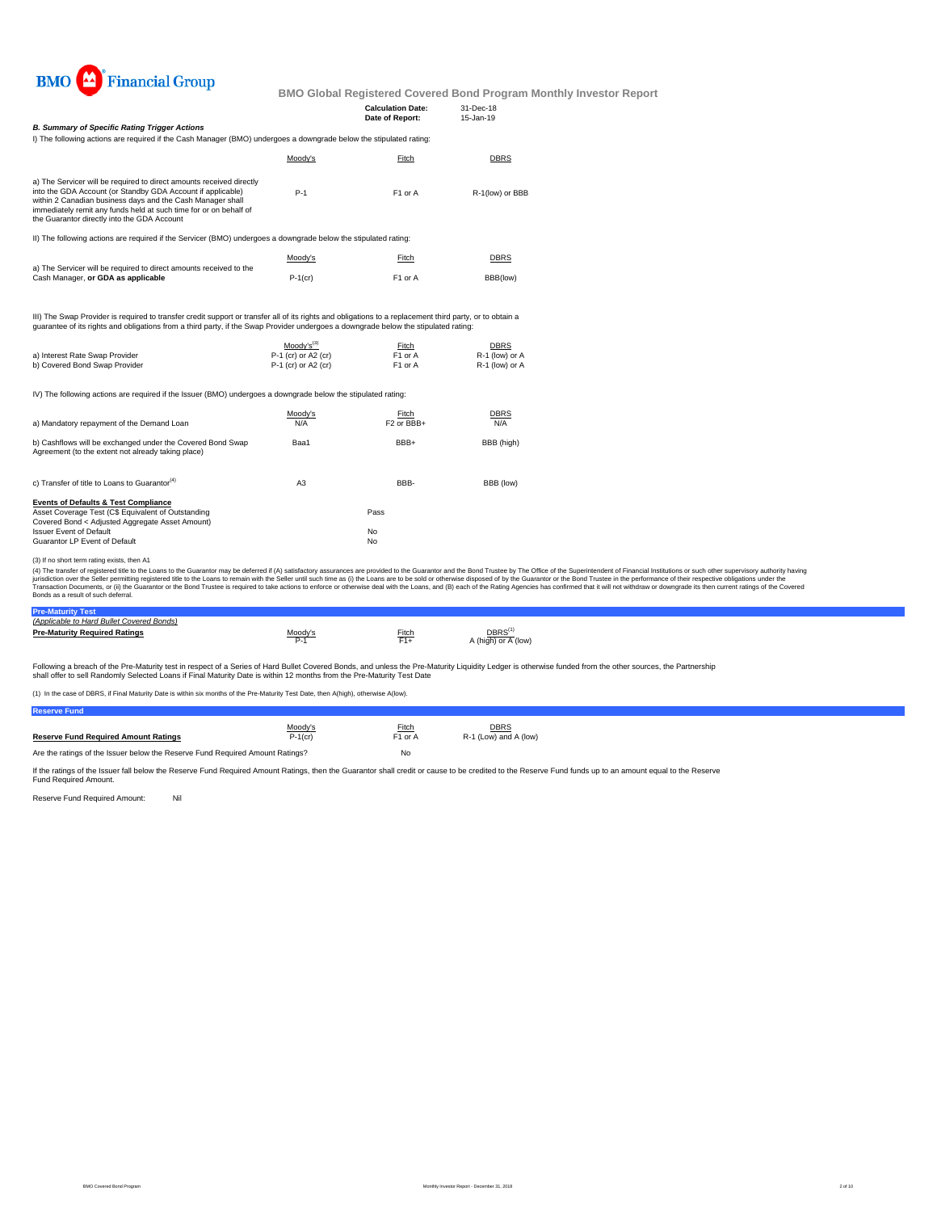BMO Financial Group

**BMO Global Registered Covered Bond Program Monthly Investor Report**

| | |
|---|---|
| **Calculation Date:** | 31-Dec-18 |
| **Date of Report:** | 15-Jan-19 |

***B. Summary of Specific Rating Trigger Actions***

I) The following actions are required if the Cash Manager (BMO) undergoes a downgrade below the stipulated rating:

| | Moody's | Fitch | DBRS |
|---|---|---|---|
| a) The Servicer will be required to direct amounts received directly into the GDA Account (or Standby GDA Account if applicable) within 2 Canadian business days and the Cash Manager shall immediately remit any funds held at such time for or on behalf of the Guarantor directly into the GDA Account | P-1 | F1 or A | R-1(low) or BBB |

II) The following actions are required if the Servicer (BMO) undergoes a downgrade below the stipulated rating:

| | Moody's | Fitch | DBRS |
|---|---|---|---|
| a) The Servicer will be required to direct amounts received to the Cash Manager, **or GDA as applicable** | P-1(cr) | F1 or A | BBB(low) |

III) The Swap Provider is required to transfer credit support or transfer all of its rights and obligations to a replacement third party, or to obtain a guarantee of its rights and obligations from a third party, if the Swap Provider undergoes a downgrade below the stipulated rating:

| | Moody's[(3)] | Fitch | DBRS |
|---|---|---|---|
| a) Interest Rate Swap Provider | P-1 (cr) or A2 (cr) | F1 or A | R-1 (low) or A |
| b) Covered Bond Swap Provider | P-1 (cr) or A2 (cr) | F1 or A | R-1 (low) or A |

IV) The following actions are required if the Issuer (BMO) undergoes a downgrade below the stipulated rating:

| | Moody's | Fitch | DBRS |
|---|---|---|---|
| a) Mandatory repayment of the Demand Loan | N/A | F2 or BBB+ | N/A |
| b) Cashflows will be exchanged under the Covered Bond Swap Agreement (to the extent not already taking place) | Baa1 | BBB+ | BBB (high) |
| c) Transfer of title to Loans to Guarantor[(4)] | A3 | BBB- | BBB (low) |

**Events of Defaults & Test Compliance**

| | |
|---|---|
| Asset Coverage Test (C$ Equivalent of Outstanding Covered Bond < Adjusted Aggregate Asset Amount) | Pass |
| Issuer Event of Default | No |
| Guarantor LP Event of Default | No |

(3) If no short term rating exists, then A1

(4) The transfer of registered title to the Loans to the Guarantor may be deferred if (A) satisfactory assurances are provided to the Guarantor and the Bond Trustee by The Office of the Superintendent of Financial Institutions or such other supervisory authority having jurisdiction over the Seller permitting registered title to the Loans to remain with the Seller until such time as (i) the Loans are to be sold or otherwise disposed of by the Guarantor or the Bond Trustee in the performance of their respective obligations under the Transaction Documents, or (ii) the Guarantor or the Bond Trustee is required to take actions to enforce or otherwise deal with the Loans, and (B) each of the Rating Agencies has confirmed that it will not withdraw or downgrade its then current ratings of the Covered Bonds as a result of such deferral.

## Pre-Maturity Test

*(Applicable to Hard Bullet Covered Bonds)*

| | Moody's | Fitch | DBRS[(1)] |
|---|---|---|---|
| **Pre-Maturity Required Ratings** | P-1 | F1+ | A (high) or A (low) |

Following a breach of the Pre-Maturity test in respect of a Series of Hard Bullet Covered Bonds, and unless the Pre-Maturity Liquidity Ledger is otherwise funded from the other sources, the Partnership shall offer to sell Randomly Selected Loans if Final Maturity Date is within 12 months from the Pre-Maturity Test Date

(1) In the case of DBRS, if Final Maturity Date is within six months of the Pre-Maturity Test Date, then A(high), otherwise A(low).

## Reserve Fund

| | Moody's | Fitch | DBRS |
|---|---|---|---|
| **Reserve Fund Required Amount Ratings** | P-1(cr) | F1 or A | R-1 (Low) and A (low) |
| Are the ratings of the Issuer below the Reserve Fund Required Amount Ratings? | | No | |

If the ratings of the Issuer fall below the Reserve Fund Required Amount Ratings, then the Guarantor shall credit or cause to be credited to the Reserve Fund funds up to an amount equal to the Reserve Fund Required Amount.

Reserve Fund Required Amount: Nil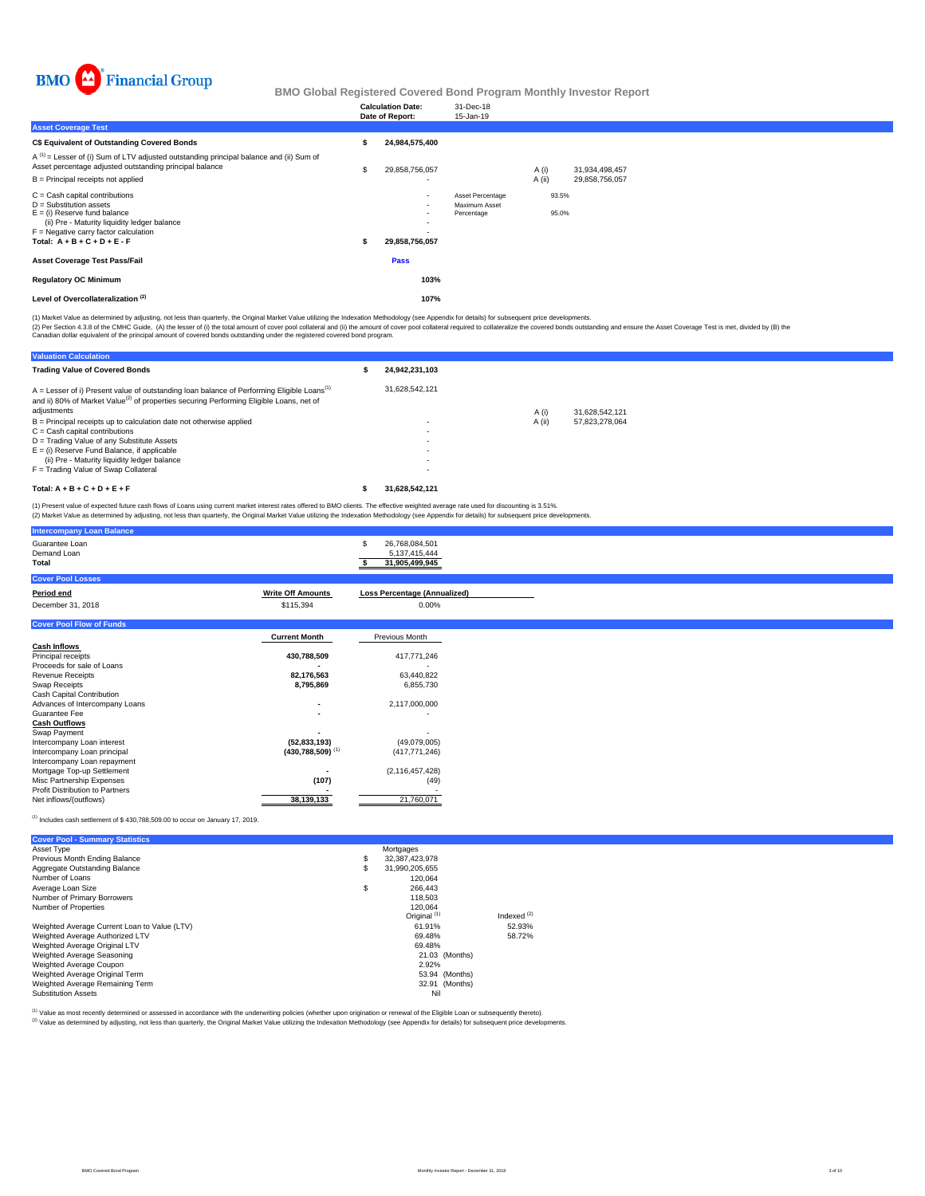BMO Financial Group

# BMO Global Registered Covered Bond Program Monthly Investor Report

| | |
|---|---|
| **Calculation Date:** | 31-Dec-18 |
| **Date of Report:** | 15-Jan-19 |

## Asset Coverage Test

| | | | | |
|---|---|---|---|---|
| **C$ Equivalent of Outstanding Covered Bonds** | **$ 24,984,575,400** | | | |
| A [1] = Lesser of (i) Sum of LTV adjusted outstanding principal balance and (ii) Sum of Asset percentage adjusted outstanding principal balance | $ 29,858,756,057 | | A (i) | 31,934,498,457 |
| B = Principal receipts not applied | - | | A (ii) | 29,858,756,057 |
| C = Cash capital contributions | - | Asset Percentage | 93.5% | |
| D = Substitution assets | - | Maximum Asset Percentage | 95.0% | |
| E = (i) Reserve fund balance | - | | | |
| (ii) Pre - Maturity liquidity ledger balance | - | | | |
| F = Negative carry factor calculation | - | | | |
| **Total: A + B + C + D + E - F** | **$ 29,858,756,057** | | | |
| **Asset Coverage Test Pass/Fail** | **Pass** | | | |
| **Regulatory OC Minimum** | **103%** | | | |
| **Level of Overcollateralization [2]** | **107%** | | | |

(1) Market Value as determined by adjusting, not less than quarterly, the Original Market Value utilizing the Indexation Methodology (see Appendix for details) for subsequent price developments.
(2) Per Section 4.3.8 of the CMHC Guide, (A) the lesser of (i) the total amount of cover pool collateral and (ii) the amount of cover pool collateral required to collateralize the covered bonds outstanding and ensure the Asset Coverage Test is met, divided by (B) the Canadian dollar equivalent of the principal amount of covered bonds outstanding under the registered covered bond program.

## Valuation Calculation

| | | | |
|---|---|---|---|
| **Trading Value of Covered Bonds** | **$ 24,942,231,103** | | |
| A = Lesser of i) Present value of outstanding loan balance of Performing Eligible Loans[1] and ii) 80% of Market Value[2] of properties securing Performing Eligible Loans, net of adjustments | 31,628,542,121 | A (i) | 31,628,542,121 |
| B = Principal receipts up to calculation date not otherwise applied | - | A (ii) | 57,823,278,064 |
| C = Cash capital contributions | - | | |
| D = Trading Value of any Substitute Assets | - | | |
| E = (i) Reserve Fund Balance, if applicable | - | | |
| (ii) Pre - Maturity liquidity ledger balance | - | | |
| F = Trading Value of Swap Collateral | - | | |
| **Total: A + B + C + D + E + F** | **$ 31,628,542,121** | | |

(1) Present value of expected future cash flows of Loans using current market interest rates offered to BMO clients. The effective weighted average rate used for discounting is 3.51%.
(2) Market Value as determined by adjusting, not less than quarterly, the Original Market Value utilizing the Indexation Methodology (see Appendix for details) for subsequent price developments.

## Intercompany Loan Balance

| | |
|---|---|
| Guarantee Loan | $ 26,768,084,501 |
| Demand Loan | 5,137,415,444 |
| **Total** | **$ 31,905,499,945** |

## Cover Pool Losses

| Period end | Write Off Amounts | Loss Percentage (Annualized) |
|---|---|---|
| December 31, 2018 | $115,394 | 0.00% |

## Cover Pool Flow of Funds

| | Current Month | Previous Month |
|---|---|---|
| **Cash Inflows** | | |
| Principal receipts | **430,788,509** | 417,771,246 |
| Proceeds for sale of Loans | **-** | - |
| Revenue Receipts | **82,176,563** | 63,440,822 |
| Swap Receipts | **8,795,869** | 6,855,730 |
| Cash Capital Contribution | | |
| Advances of Intercompany Loans | **-** | 2,117,000,000 |
| Guarantee Fee | **-** | - |
| **Cash Outflows** | | |
| Swap Payment | **-** | - |
| Intercompany Loan interest | **(52,833,193)** | (49,079,005) |
| Intercompany Loan principal | **(430,788,509)** [1] | (417,771,246) |
| Intercompany Loan repayment | | |
| Mortgage Top-up Settlement | **-** | (2,116,457,428) |
| Misc Partnership Expenses | **(107)** | (49) |
| Profit Distribution to Partners | **-** | - |
| Net inflows/(outflows) | **38,139,133** | 21,760,071 |

(1) Includes cash settlement of $ 430,788,509.00 to occur on January 17, 2019.

## Cover Pool - Summary Statistics

| | | |
|---|---|---|
| Asset Type | Mortgages | |
| Previous Month Ending Balance | $ 32,387,423,978 | |
| Aggregate Outstanding Balance | $ 31,990,205,655 | |
| Number of Loans | 120,064 | |
| Average Loan Size | $ 266,443 | |
| Number of Primary Borrowers | 118,503 | |
| Number of Properties | 120,064 | |
| | Original [1] | Indexed [2] |
| Weighted Average Current Loan to Value (LTV) | 61.91% | 52.93% |
| Weighted Average Authorized LTV | 69.48% | 58.72% |
| Weighted Average Original LTV | 69.48% | |
| Weighted Average Seasoning | 21.03 (Months) | |
| Weighted Average Coupon | 2.92% | |
| Weighted Average Original Term | 53.94 (Months) | |
| Weighted Average Remaining Term | 32.91 (Months) | |
| Substitution Assets | Nil | |

(1) Value as most recently determined or assessed in accordance with the underwriting policies (whether upon origination or renewal of the Eligible Loan or subsequently thereto).
(2) Value as determined by adjusting, not less than quarterly, the Original Market Value utilizing the Indexation Methodology (see Appendix for details) for subsequent price developments.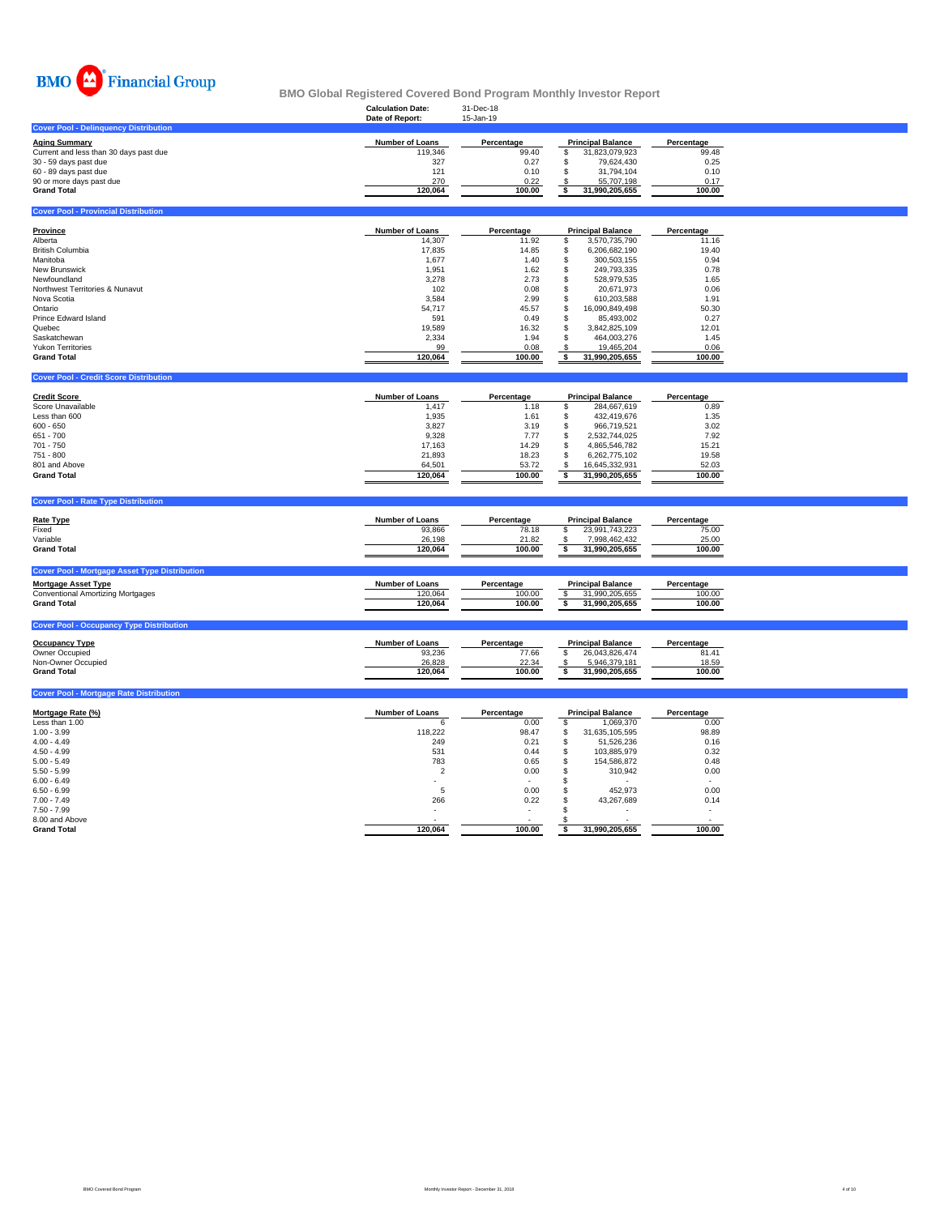BMO Financial Group

# BMO Global Registered Covered Bond Program Monthly Investor Report

**Calculation Date:** 31-Dec-18
**Date of Report:** 15-Jan-19

## Cover Pool - Delinquency Distribution

| Aging Summary | Number of Loans | Percentage | Principal Balance | Percentage |
|---|---|---|---|---|
| Current and less than 30 days past due | 119,346 | 99.40 | $ 31,823,079,923 | 99.48 |
| 30 - 59 days past due | 327 | 0.27 | $ 79,624,430 | 0.25 |
| 60 - 89 days past due | 121 | 0.10 | $ 31,794,104 | 0.10 |
| 90 or more days past due | 270 | 0.22 | $ 55,707,198 | 0.17 |
| **Grand Total** | **120,064** | **100.00** | **$ 31,990,205,655** | **100.00** |

## Cover Pool - Provincial Distribution

| Province | Number of Loans | Percentage | Principal Balance | Percentage |
|---|---|---|---|---|
| Alberta | 14,307 | 11.92 | $ 3,570,735,790 | 11.16 |
| British Columbia | 17,835 | 14.85 | $ 6,206,682,190 | 19.40 |
| Manitoba | 1,677 | 1.40 | $ 300,503,155 | 0.94 |
| New Brunswick | 1,951 | 1.62 | $ 249,793,335 | 0.78 |
| Newfoundland | 3,278 | 2.73 | $ 528,979,535 | 1.65 |
| Northwest Territories & Nunavut | 102 | 0.08 | $ 20,671,973 | 0.06 |
| Nova Scotia | 3,584 | 2.99 | $ 610,203,588 | 1.91 |
| Ontario | 54,717 | 45.57 | $ 16,090,849,498 | 50.30 |
| Prince Edward Island | 591 | 0.49 | $ 85,493,002 | 0.27 |
| Quebec | 19,589 | 16.32 | $ 3,842,825,109 | 12.01 |
| Saskatchewan | 2,334 | 1.94 | $ 464,003,276 | 1.45 |
| Yukon Territories | 99 | 0.08 | $ 19,465,204 | 0.06 |
| **Grand Total** | **120,064** | **100.00** | **$ 31,990,205,655** | **100.00** |

## Cover Pool - Credit Score Distribution

| Credit Score | Number of Loans | Percentage | Principal Balance | Percentage |
|---|---|---|---|---|
| Score Unavailable | 1,417 | 1.18 | $ 284,667,619 | 0.89 |
| Less than 600 | 1,935 | 1.61 | $ 432,419,676 | 1.35 |
| 600 - 650 | 3,827 | 3.19 | $ 966,719,521 | 3.02 |
| 651 - 700 | 9,328 | 7.77 | $ 2,532,744,025 | 7.92 |
| 701 - 750 | 17,163 | 14.29 | $ 4,865,546,782 | 15.21 |
| 751 - 800 | 21,893 | 18.23 | $ 6,262,775,102 | 19.58 |
| 801 and Above | 64,501 | 53.72 | $ 16,645,332,931 | 52.03 |
| **Grand Total** | **120,064** | **100.00** | **$ 31,990,205,655** | **100.00** |

## Cover Pool - Rate Type Distribution

| Rate Type | Number of Loans | Percentage | Principal Balance | Percentage |
|---|---|---|---|---|
| Fixed | 93,866 | 78.18 | $ 23,991,743,223 | 75.00 |
| Variable | 26,198 | 21.82 | $ 7,998,462,432 | 25.00 |
| **Grand Total** | **120,064** | **100.00** | **$ 31,990,205,655** | **100.00** |

## Cover Pool - Mortgage Asset Type Distribution

| Mortgage Asset Type | Number of Loans | Percentage | Principal Balance | Percentage |
|---|---|---|---|---|
| Conventional Amortizing Mortgages | 120,064 | 100.00 | $ 31,990,205,655 | 100.00 |
| **Grand Total** | **120,064** | **100.00** | **$ 31,990,205,655** | **100.00** |

## Cover Pool - Occupancy Type Distribution

| Occupancy Type | Number of Loans | Percentage | Principal Balance | Percentage |
|---|---|---|---|---|
| Owner Occupied | 93,236 | 77.66 | $ 26,043,826,474 | 81.41 |
| Non-Owner Occupied | 26,828 | 22.34 | $ 5,946,379,181 | 18.59 |
| **Grand Total** | **120,064** | **100.00** | **$ 31,990,205,655** | **100.00** |

## Cover Pool - Mortgage Rate Distribution

| Mortgage Rate (%) | Number of Loans | Percentage | Principal Balance | Percentage |
|---|---|---|---|---|
| Less than 1.00 | 6 | 0.00 | $ 1,069,370 | 0.00 |
| 1.00 - 3.99 | 118,222 | 98.47 | $ 31,635,105,595 | 98.89 |
| 4.00 - 4.49 | 249 | 0.21 | $ 51,526,236 | 0.16 |
| 4.50 - 4.99 | 531 | 0.44 | $ 103,885,979 | 0.32 |
| 5.00 - 5.49 | 783 | 0.65 | $ 154,586,872 | 0.48 |
| 5.50 - 5.99 | 2 | 0.00 | $ 310,942 | 0.00 |
| 6.00 - 6.49 | - | - | $ - | - |
| 6.50 - 6.99 | 5 | 0.00 | $ 452,973 | 0.00 |
| 7.00 - 7.49 | 266 | 0.22 | $ 43,267,689 | 0.14 |
| 7.50 - 7.99 | - | - | $ - | - |
| 8.00 and Above | - | - | $ - | - |
| **Grand Total** | **120,064** | **100.00** | **$ 31,990,205,655** | **100.00** |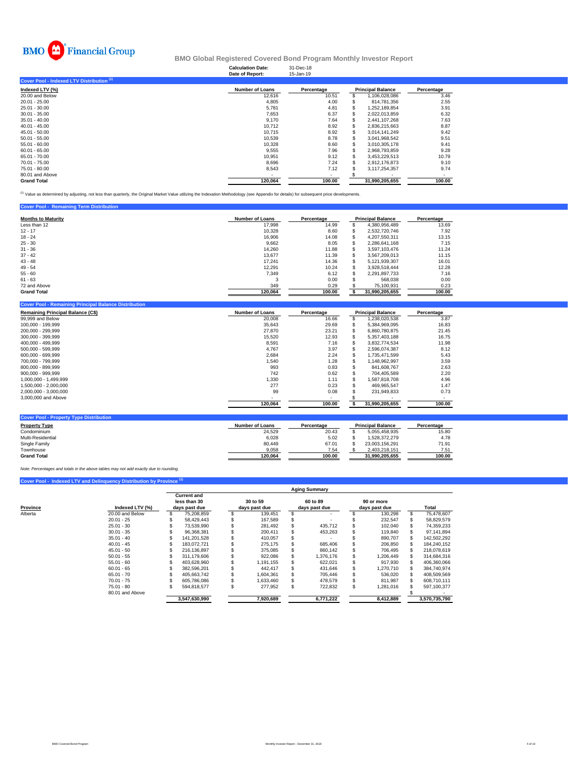# BMO Financial Group

## BMO Global Registered Covered Bond Program Monthly Investor Report

**Calculation Date:** 31-Dec-18
**Date of Report:** 15-Jan-19

### Cover Pool - Indexed LTV Distribution [1]

| Indexed LTV (%) | Number of Loans | Percentage | Principal Balance | Percentage |
|---|---|---|---|---|
| 20.00 and Below | 12,616 | 10.51 | $ 1,106,028,086 | 3.46 |
| 20.01 - 25.00 | 4,805 | 4.00 | $ 814,781,356 | 2.55 |
| 25.01 - 30.00 | 5,781 | 4.81 | $ 1,252,189,854 | 3.91 |
| 30.01 - 35.00 | 7,653 | 6.37 | $ 2,022,013,859 | 6.32 |
| 35.01 - 40.00 | 9,170 | 7.64 | $ 2,441,107,268 | 7.63 |
| 40.01 - 45.00 | 10,712 | 8.92 | $ 2,836,215,663 | 8.87 |
| 45.01 - 50.00 | 10,715 | 8.92 | $ 3,014,141,249 | 9.42 |
| 50.01 - 55.00 | 10,539 | 8.78 | $ 3,041,968,542 | 9.51 |
| 55.01 - 60.00 | 10,328 | 8.60 | $ 3,010,305,178 | 9.41 |
| 60.01 - 65.00 | 9,555 | 7.96 | $ 2,968,793,859 | 9.28 |
| 65.01 - 70.00 | 10,951 | 9.12 | $ 3,453,229,513 | 10.79 |
| 70.01 - 75.00 | 8,696 | 7.24 | $ 2,912,176,873 | 9.10 |
| 75.01 - 80.00 | 8,543 | 7.12 | $ 3,117,254,357 | 9.74 |
| 80.01 and Above | - | - | $ - | - |
| **Grand Total** | **120,064** | **100.00** | **31,990,205,655** | **100.00** |

[1] Value as determined by adjusting, not less than quarterly, the Original Market Value utilizing the Indexation Methodology (see Appendix for details) for subsequent price developments.

### Cover Pool - Remaining Term Distribution

| Months to Maturity | Number of Loans | Percentage | Principal Balance | Percentage |
|---|---|---|---|---|
| Less than 12 | 17,998 | 14.99 | $ 4,380,956,489 | 13.69 |
| 12 - 17 | 10,328 | 8.60 | $ 2,532,720,746 | 7.92 |
| 18 - 24 | 16,906 | 14.08 | $ 4,207,550,311 | 13.15 |
| 25 - 30 | 9,662 | 8.05 | $ 2,286,641,168 | 7.15 |
| 31 - 36 | 14,260 | 11.88 | $ 3,597,103,476 | 11.24 |
| 37 - 42 | 13,677 | 11.39 | $ 3,567,209,013 | 11.15 |
| 43 - 48 | 17,241 | 14.36 | $ 5,121,939,307 | 16.01 |
| 49 - 54 | 12,291 | 10.24 | $ 3,928,518,444 | 12.28 |
| 55 - 60 | 7,349 | 6.12 | $ 2,291,897,733 | 7.16 |
| 61 - 63 | 3 | 0.00 | $ 568,038 | 0.00 |
| 72 and Above | 349 | 0.29 | $ 75,100,931 | 0.23 |
| **Grand Total** | **120,064** | **100.00** | **$ 31,990,205,655** | **100.00** |

### Cover Pool - Remaining Principal Balance Distribution

| Remaining Principal Balance (C$) | Number of Loans | Percentage | Principal Balance | Percentage |
|---|---|---|---|---|
| 99,999 and Below | 20,008 | 16.66 | $ 1,238,020,538 | 3.87 |
| 100,000 - 199,999 | 35,643 | 29.69 | $ 5,384,969,095 | 16.83 |
| 200,000 - 299,999 | 27,870 | 23.21 | $ 6,860,780,875 | 21.45 |
| 300,000 - 399,999 | 15,520 | 12.93 | $ 5,357,403,188 | 16.75 |
| 400,000 - 499,999 | 8,591 | 7.16 | $ 3,832,774,534 | 11.98 |
| 500,000 - 599,999 | 4,767 | 3.97 | $ 2,596,074,387 | 8.12 |
| 600,000 - 699,999 | 2,684 | 2.24 | $ 1,735,471,599 | 5.43 |
| 700,000 - 799,999 | 1,540 | 1.28 | $ 1,148,962,997 | 3.59 |
| 800,000 - 899,999 | 993 | 0.83 | $ 841,608,767 | 2.63 |
| 900,000 - 999,999 | 742 | 0.62 | $ 704,405,589 | 2.20 |
| 1,000,000 - 1,499,999 | 1,330 | 1.11 | $ 1,587,818,708 | 4.96 |
| 1,500,000 - 2,000,000 | 277 | 0.23 | $ 469,965,547 | 1.47 |
| 2,000,000 - 3,000,000 | 99 | 0.08 | $ 231,949,833 | 0.73 |
| 3,000,000 and Above | - | - | $ - | - |
| | **120,064** | **100.00** | **$ 31,990,205,655** | **100.00** |

### Cover Pool - Property Type Distribution

| Property Type | Number of Loans | Percentage | Principal Balance | Percentage |
|---|---|---|---|---|
| Condominium | 24,529 | 20.43 | $ 5,055,458,935 | 15.80 |
| Multi-Residential | 6,028 | 5.02 | $ 1,528,372,279 | 4.78 |
| Single Family | 80,449 | 67.01 | $ 23,003,156,291 | 71.91 |
| Townhouse | 9,058 | 7.54 | $ 2,403,218,151 | 7.51 |
| **Grand Total** | **120,064** | **100.00** | **31,990,205,655** | **100.00** |

*Note: Percentages and totals in the above tables may not add exactly due to rounding.*

### Cover Pool - Indexed LTV and Delinquency Distribution by Province [1]

| | | Aging Summary | | | | |
|---|---|---|---|---|---|---|
| Province | Indexed LTV (%) | Current and less than 30 days past due | 30 to 59 days past due | 60 to 89 days past due | 90 or more days past due | Total |
| Alberta | 20.00 and Below | $ 75,208,859 | $ 139,451 | $ - | $ 130,298 | $ 75,478,607 |
| | 20.01 - 25 | $ 58,429,443 | $ 167,589 | $ - | $ 232,547 | $ 58,829,579 |
| | 25.01 - 30 | $ 73,539,990 | $ 281,492 | $ 435,712 | $ 102,040 | $ 74,359,233 |
| | 30.01 - 35 | $ 96,368,381 | $ 200,411 | $ 453,263 | $ 119,840 | $ 97,141,894 |
| | 35.01 - 40 | $ 141,201,528 | $ 410,057 | $ - | $ 890,707 | $ 142,502,292 |
| | 40.01 - 45 | $ 183,072,721 | $ 275,175 | $ 685,406 | $ 206,850 | $ 184,240,152 |
| | 45.01 - 50 | $ 216,136,897 | $ 375,085 | $ 860,142 | $ 706,495 | $ 218,078,619 |
| | 50.01 - 55 | $ 311,179,606 | $ 922,086 | $ 1,376,176 | $ 1,206,449 | $ 314,684,316 |
| | 55.01 - 60 | $ 403,628,960 | $ 1,191,155 | $ 622,021 | $ 917,930 | $ 406,360,066 |
| | 60.01 - 65 | $ 382,596,201 | $ 442,417 | $ 431,646 | $ 1,270,710 | $ 384,740,974 |
| | 65.01 - 70 | $ 405,663,742 | $ 1,604,361 | $ 705,446 | $ 536,020 | $ 408,509,569 |
| | 70.01 - 75 | $ 605,786,086 | $ 1,633,460 | $ 478,579 | $ 811,987 | $ 608,710,111 |
| | 75.01 - 80 | $ 594,818,577 | $ 277,952 | $ 722,832 | $ 1,281,016 | $ 597,100,377 |
| | 80.01 and Above | | | | | $ - |
| | | **3,547,630,990** | **7,920,689** | **6,771,222** | **8,412,889** | **3,570,735,790** |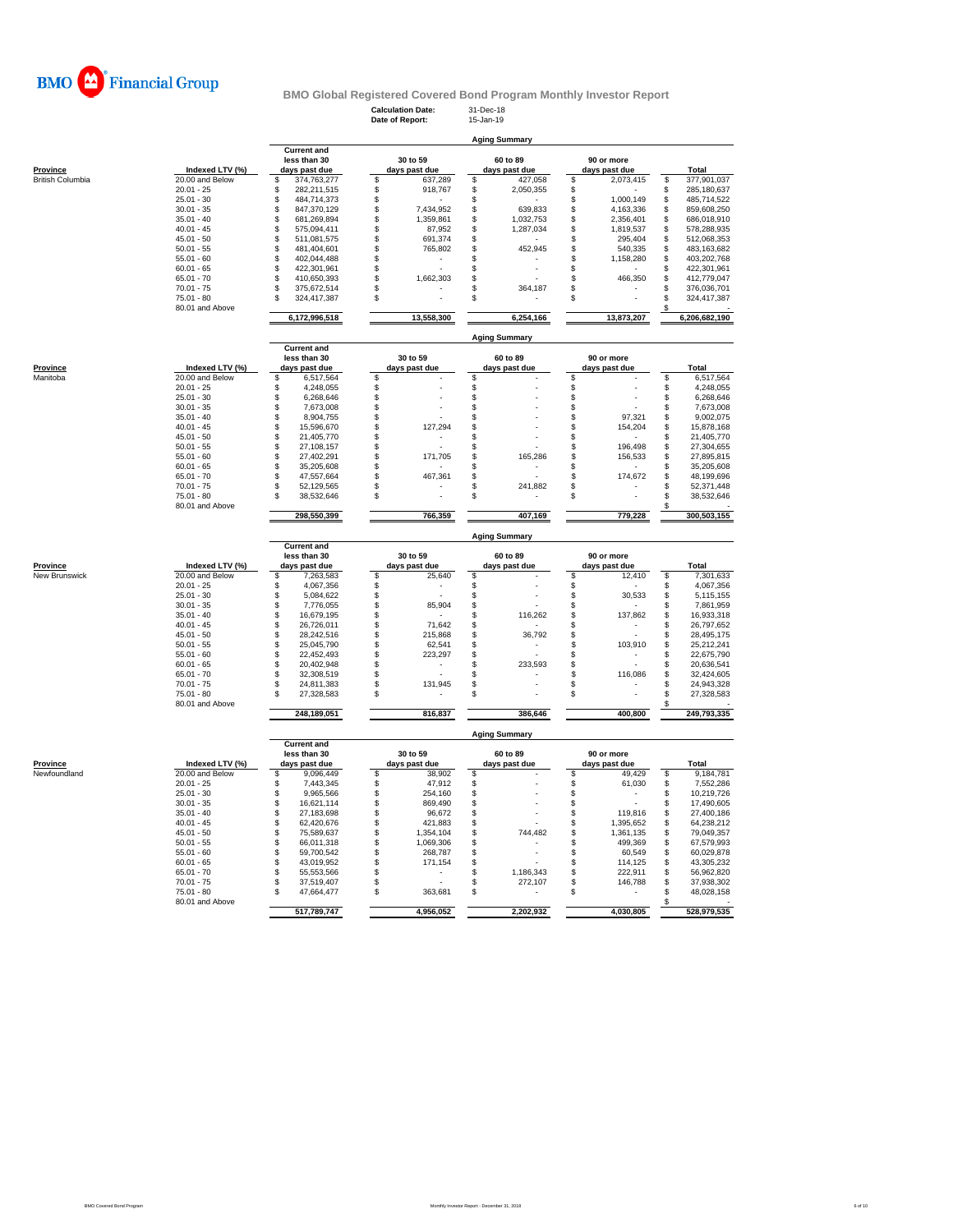**BMO Financial Group**

# BMO Global Registered Covered Bond Program Monthly Investor Report

**Calculation Date:** 31-Dec-18
**Date of Report:** 15-Jan-19

## Aging Summary

| Province | Indexed LTV (%) | Current and less than 30 days past due | 30 to 59 days past due | 60 to 89 days past due | 90 or more days past due | Total |
|---|---|---|---|---|---|---|
| British Columbia | 20.00 and Below | $ 374,763,277 | $ 637,289 | $ 427,058 | $ 2,073,415 | $ 377,901,037 |
| | 20.01 - 25 | $ 282,211,515 | $ 918,767 | $ 2,050,355 | $ - | $ 285,180,637 |
| | 25.01 - 30 | $ 484,714,373 | $ - | $ - | $ 1,000,149 | $ 485,714,522 |
| | 30.01 - 35 | $ 847,370,129 | $ 7,434,952 | $ 639,833 | $ 4,163,336 | $ 859,608,250 |
| | 35.01 - 40 | $ 681,269,894 | $ 1,359,861 | $ 1,032,753 | $ 2,356,401 | $ 686,018,910 |
| | 40.01 - 45 | $ 575,094,411 | $ 87,952 | $ 1,287,034 | $ 1,819,537 | $ 578,288,935 |
| | 45.01 - 50 | $ 511,081,575 | $ 691,374 | $ - | $ 295,404 | $ 512,068,353 |
| | 50.01 - 55 | $ 481,404,601 | $ 765,802 | $ 452,945 | $ 540,335 | $ 483,163,682 |
| | 55.01 - 60 | $ 402,044,488 | $ - | $ - | $ 1,158,280 | $ 403,202,768 |
| | 60.01 - 65 | $ 422,301,961 | $ - | $ - | $ - | $ 422,301,961 |
| | 65.01 - 70 | $ 410,650,393 | $ 1,662,303 | $ - | $ 466,350 | $ 412,779,047 |
| | 70.01 - 75 | $ 375,672,514 | $ - | $ 364,187 | $ - | $ 376,036,701 |
| | 75.01 - 80 | $ 324,417,387 | $ - | $ - | $ - | $ 324,417,387 |
| | 80.01 and Above | | | | | $ - |
| | | 6,172,996,518 | 13,558,300 | 6,254,166 | 13,873,207 | 6,206,682,190 |

## Aging Summary

| Province | Indexed LTV (%) | Current and less than 30 days past due | 30 to 59 days past due | 60 to 89 days past due | 90 or more days past due | Total |
|---|---|---|---|---|---|---|
| Manitoba | 20.00 and Below | $ 6,517,564 | $ - | $ - | $ - | $ 6,517,564 |
| | 20.01 - 25 | $ 4,248,055 | $ - | $ - | $ - | $ 4,248,055 |
| | 25.01 - 30 | $ 6,268,646 | $ - | $ - | $ - | $ 6,268,646 |
| | 30.01 - 35 | $ 7,673,008 | $ - | $ - | $ - | $ 7,673,008 |
| | 35.01 - 40 | $ 8,904,755 | $ - | $ - | $ 97,321 | $ 9,002,075 |
| | 40.01 - 45 | $ 15,596,670 | $ 127,294 | $ - | $ 154,204 | $ 15,878,168 |
| | 45.01 - 50 | $ 21,405,770 | $ - | $ - | $ - | $ 21,405,770 |
| | 50.01 - 55 | $ 27,108,157 | $ - | $ - | $ 196,498 | $ 27,304,655 |
| | 55.01 - 60 | $ 27,402,291 | $ 171,705 | $ 165,286 | $ 156,533 | $ 27,895,815 |
| | 60.01 - 65 | $ 35,205,608 | $ - | $ - | $ - | $ 35,205,608 |
| | 65.01 - 70 | $ 47,557,664 | $ 467,361 | $ - | $ 174,672 | $ 48,199,696 |
| | 70.01 - 75 | $ 52,129,565 | $ - | $ 241,882 | $ - | $ 52,371,448 |
| | 75.01 - 80 | $ 38,532,646 | $ - | $ - | $ - | $ 38,532,646 |
| | 80.01 and Above | | | | | $ - |
| | | 298,550,399 | 766,359 | 407,169 | 779,228 | 300,503,155 |

## Aging Summary

| Province | Indexed LTV (%) | Current and less than 30 days past due | 30 to 59 days past due | 60 to 89 days past due | 90 or more days past due | Total |
|---|---|---|---|---|---|---|
| New Brunswick | 20.00 and Below | $ 7,263,583 | $ 25,640 | $ - | $ 12,410 | $ 7,301,633 |
| | 20.01 - 25 | $ 4,067,356 | $ - | $ - | $ - | $ 4,067,356 |
| | 25.01 - 30 | $ 5,084,622 | $ - | $ - | $ 30,533 | $ 5,115,155 |
| | 30.01 - 35 | $ 7,776,055 | $ 85,904 | $ - | $ - | $ 7,861,959 |
| | 35.01 - 40 | $ 16,679,195 | $ - | $ 116,262 | $ 137,862 | $ 16,933,318 |
| | 40.01 - 45 | $ 26,726,011 | $ 71,642 | $ - | $ - | $ 26,797,652 |
| | 45.01 - 50 | $ 28,242,516 | $ 215,868 | $ 36,792 | $ - | $ 28,495,175 |
| | 50.01 - 55 | $ 25,045,790 | $ 62,541 | $ - | $ 103,910 | $ 25,212,241 |
| | 55.01 - 60 | $ 22,452,493 | $ 223,297 | $ - | $ - | $ 22,675,790 |
| | 60.01 - 65 | $ 20,402,948 | $ - | $ 233,593 | $ - | $ 20,636,541 |
| | 65.01 - 70 | $ 32,308,519 | $ - | $ - | $ 116,086 | $ 32,424,605 |
| | 70.01 - 75 | $ 24,811,383 | $ 131,945 | $ - | $ - | $ 24,943,328 |
| | 75.01 - 80 | $ 27,328,583 | $ - | $ - | $ - | $ 27,328,583 |
| | 80.01 and Above | | | | | $ - |
| | | 248,189,051 | 816,837 | 386,646 | 400,800 | 249,793,335 |

## Aging Summary

| Province | Indexed LTV (%) | Current and less than 30 days past due | 30 to 59 days past due | 60 to 89 days past due | 90 or more days past due | Total |
|---|---|---|---|---|---|---|
| Newfoundland | 20.00 and Below | $ 9,096,449 | $ 38,902 | $ - | $ 49,429 | $ 9,184,781 |
| | 20.01 - 25 | $ 7,443,345 | $ 47,912 | $ - | $ 61,030 | $ 7,552,286 |
| | 25.01 - 30 | $ 9,965,566 | $ 254,160 | $ - | $ - | $ 10,219,726 |
| | 30.01 - 35 | $ 16,621,114 | $ 869,490 | $ - | $ - | $ 17,490,605 |
| | 35.01 - 40 | $ 27,183,698 | $ 96,672 | $ - | $ 119,816 | $ 27,400,186 |
| | 40.01 - 45 | $ 62,420,676 | $ 421,883 | $ - | $ 1,395,652 | $ 64,238,212 |
| | 45.01 - 50 | $ 75,589,637 | $ 1,354,104 | $ 744,482 | $ 1,361,135 | $ 79,049,357 |
| | 50.01 - 55 | $ 66,011,318 | $ 1,069,306 | $ - | $ 499,369 | $ 67,579,993 |
| | 55.01 - 60 | $ 59,700,542 | $ 268,787 | $ - | $ 60,549 | $ 60,029,878 |
| | 60.01 - 65 | $ 43,019,952 | $ 171,154 | $ - | $ 114,125 | $ 43,305,232 |
| | 65.01 - 70 | $ 55,553,566 | $ - | $ 1,186,343 | $ 222,911 | $ 56,962,820 |
| | 70.01 - 75 | $ 37,519,407 | $ - | $ 272,107 | $ 146,788 | $ 37,938,302 |
| | 75.01 - 80 | $ 47,664,477 | $ 363,681 | $ - | $ - | $ 48,028,158 |
| | 80.01 and Above | | | | | $ - |
| | | 517,789,747 | 4,956,052 | 2,202,932 | 4,030,805 | 528,979,535 |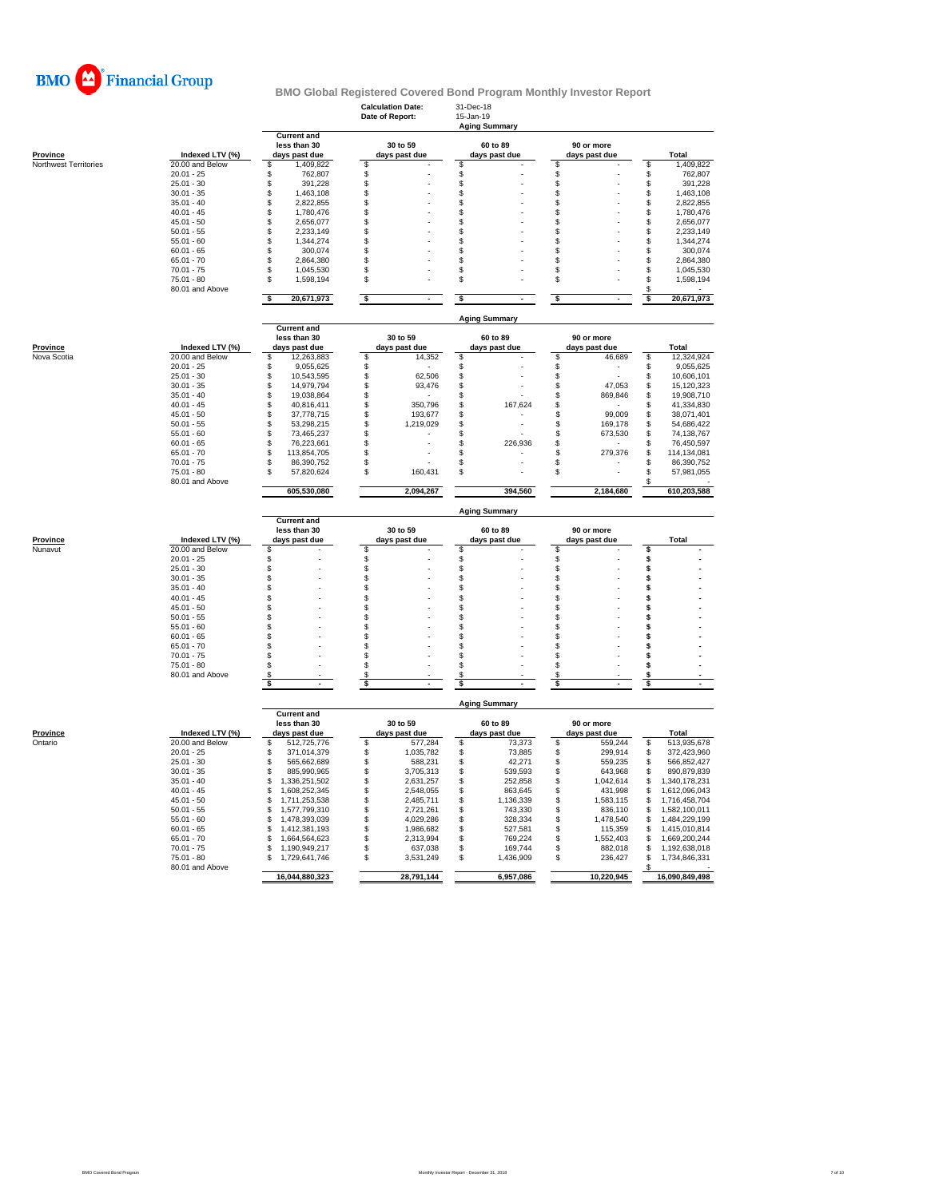**BMO Financial Group**

## BMO Global Registered Covered Bond Program Monthly Investor Report

**Calculation Date:** 31-Dec-18
**Date of Report:** 15-Jan-19

### Aging Summary

| Province | Indexed LTV (%) | Current and less than 30 days past due | 30 to 59 days past due | 60 to 89 days past due | 90 or more days past due | Total |
|---|---|---|---|---|---|---|
| Northwest Territories | 20.00 and Below | $ 1,409,822 | $ - | $ - | $ - | $ 1,409,822 |
| | 20.01 - 25 | $ 762,807 | $ - | $ - | $ - | $ 762,807 |
| | 25.01 - 30 | $ 391,228 | $ - | $ - | $ - | $ 391,228 |
| | 30.01 - 35 | $ 1,463,108 | $ - | $ - | $ - | $ 1,463,108 |
| | 35.01 - 40 | $ 2,822,855 | $ - | $ - | $ - | $ 2,822,855 |
| | 40.01 - 45 | $ 1,780,476 | $ - | $ - | $ - | $ 1,780,476 |
| | 45.01 - 50 | $ 2,656,077 | $ - | $ - | $ - | $ 2,656,077 |
| | 50.01 - 55 | $ 2,233,149 | $ - | $ - | $ - | $ 2,233,149 |
| | 55.01 - 60 | $ 1,344,274 | $ - | $ - | $ - | $ 1,344,274 |
| | 60.01 - 65 | $ 300,074 | $ - | $ - | $ - | $ 300,074 |
| | 65.01 - 70 | $ 2,864,380 | $ - | $ - | $ - | $ 2,864,380 |
| | 70.01 - 75 | $ 1,045,530 | $ - | $ - | $ - | $ 1,045,530 |
| | 75.01 - 80 | $ 1,598,194 | $ - | $ - | $ - | $ 1,598,194 |
| | 80.01 and Above | | | | | $ - |
| | | **$ 20,671,973** | **$ -** | **$ -** | **$ -** | **$ 20,671,973** |

### Aging Summary

| Province | Indexed LTV (%) | Current and less than 30 days past due | 30 to 59 days past due | 60 to 89 days past due | 90 or more days past due | Total |
|---|---|---|---|---|---|---|
| Nova Scotia | 20.00 and Below | $ 12,263,883 | $ 14,352 | $ - | $ 46,689 | $ 12,324,924 |
| | 20.01 - 25 | $ 9,055,625 | $ - | $ - | $ - | $ 9,055,625 |
| | 25.01 - 30 | $ 10,543,595 | $ 62,506 | $ - | $ - | $ 10,606,101 |
| | 30.01 - 35 | $ 14,979,794 | $ 93,476 | $ - | $ 47,053 | $ 15,120,323 |
| | 35.01 - 40 | $ 19,038,864 | $ - | $ - | $ 869,846 | $ 19,908,710 |
| | 40.01 - 45 | $ 40,816,411 | $ 350,796 | $ 167,624 | $ - | $ 41,334,830 |
| | 45.01 - 50 | $ 37,778,715 | $ 193,677 | $ - | $ 99,009 | $ 38,071,401 |
| | 50.01 - 55 | $ 53,298,215 | $ 1,219,029 | $ - | $ 169,178 | $ 54,686,422 |
| | 55.01 - 60 | $ 73,465,237 | $ - | $ - | $ 673,530 | $ 74,138,767 |
| | 60.01 - 65 | $ 76,223,661 | $ - | $ 226,936 | $ - | $ 76,450,597 |
| | 65.01 - 70 | $ 113,854,705 | $ - | $ - | $ 279,376 | $ 114,134,081 |
| | 70.01 - 75 | $ 86,390,752 | $ - | $ - | $ - | $ 86,390,752 |
| | 75.01 - 80 | $ 57,820,624 | $ 160,431 | $ - | $ - | $ 57,981,055 |
| | 80.01 and Above | | | | | $ - |
| | | **605,530,080** | **2,094,267** | **394,560** | **2,184,680** | **610,203,588** |

### Aging Summary

| Province | Indexed LTV (%) | Current and less than 30 days past due | 30 to 59 days past due | 60 to 89 days past due | 90 or more days past due | Total |
|---|---|---|---|---|---|---|
| Nunavut | 20.00 and Below | $ - | $ - | $ - | $ - | $ - |
| | 20.01 - 25 | $ - | $ - | $ - | $ - | $ - |
| | 25.01 - 30 | $ - | $ - | $ - | $ - | $ - |
| | 30.01 - 35 | $ - | $ - | $ - | $ - | $ - |
| | 35.01 - 40 | $ - | $ - | $ - | $ - | $ - |
| | 40.01 - 45 | $ - | $ - | $ - | $ - | $ - |
| | 45.01 - 50 | $ - | $ - | $ - | $ - | $ - |
| | 50.01 - 55 | $ - | $ - | $ - | $ - | $ - |
| | 55.01 - 60 | $ - | $ - | $ - | $ - | $ - |
| | 60.01 - 65 | $ - | $ - | $ - | $ - | $ - |
| | 65.01 - 70 | $ - | $ - | $ - | $ - | $ - |
| | 70.01 - 75 | $ - | $ - | $ - | $ - | $ - |
| | 75.01 - 80 | $ - | $ - | $ - | $ - | $ - |
| | 80.01 and Above | $ - | $ - | $ - | $ - | $ - |
| | | **$ -** | **$ -** | **$ -** | **$ -** | **$ -** |

### Aging Summary

| Province | Indexed LTV (%) | Current and less than 30 days past due | 30 to 59 days past due | 60 to 89 days past due | 90 or more days past due | Total |
|---|---|---|---|---|---|---|
| Ontario | 20.00 and Below | $ 512,725,776 | $ 577,284 | $ 73,373 | $ 559,244 | $ 513,935,678 |
| | 20.01 - 25 | $ 371,014,379 | $ 1,035,782 | $ 73,885 | $ 299,914 | $ 372,423,960 |
| | 25.01 - 30 | $ 565,662,689 | $ 588,231 | $ 42,271 | $ 559,235 | $ 566,852,427 |
| | 30.01 - 35 | $ 885,990,965 | $ 3,705,313 | $ 539,593 | $ 643,968 | $ 890,879,839 |
| | 35.01 - 40 | $ 1,336,251,502 | $ 2,631,257 | $ 252,858 | $ 1,042,614 | $ 1,340,178,231 |
| | 40.01 - 45 | $ 1,608,252,345 | $ 2,548,055 | $ 863,645 | $ 431,998 | $ 1,612,096,043 |
| | 45.01 - 50 | $ 1,711,253,538 | $ 2,485,711 | $ 1,136,339 | $ 1,583,115 | $ 1,716,458,704 |
| | 50.01 - 55 | $ 1,577,799,310 | $ 2,721,261 | $ 743,330 | $ 836,110 | $ 1,582,100,011 |
| | 55.01 - 60 | $ 1,478,393,039 | $ 4,029,286 | $ 328,334 | $ 1,478,540 | $ 1,484,229,199 |
| | 60.01 - 65 | $ 1,412,381,193 | $ 1,986,682 | $ 527,581 | $ 115,359 | $ 1,415,010,814 |
| | 65.01 - 70 | $ 1,664,564,623 | $ 2,313,994 | $ 769,224 | $ 1,552,403 | $ 1,669,200,244 |
| | 70.01 - 75 | $ 1,190,949,217 | $ 637,038 | $ 169,744 | $ 882,018 | $ 1,192,638,018 |
| | 75.01 - 80 | $ 1,729,641,746 | $ 3,531,249 | $ 1,436,909 | $ 236,427 | $ 1,734,846,331 |
| | 80.01 and Above | | | | | $ - |
| | | **16,044,880,323** | **28,791,144** | **6,957,086** | **10,220,945** | **16,090,849,498** |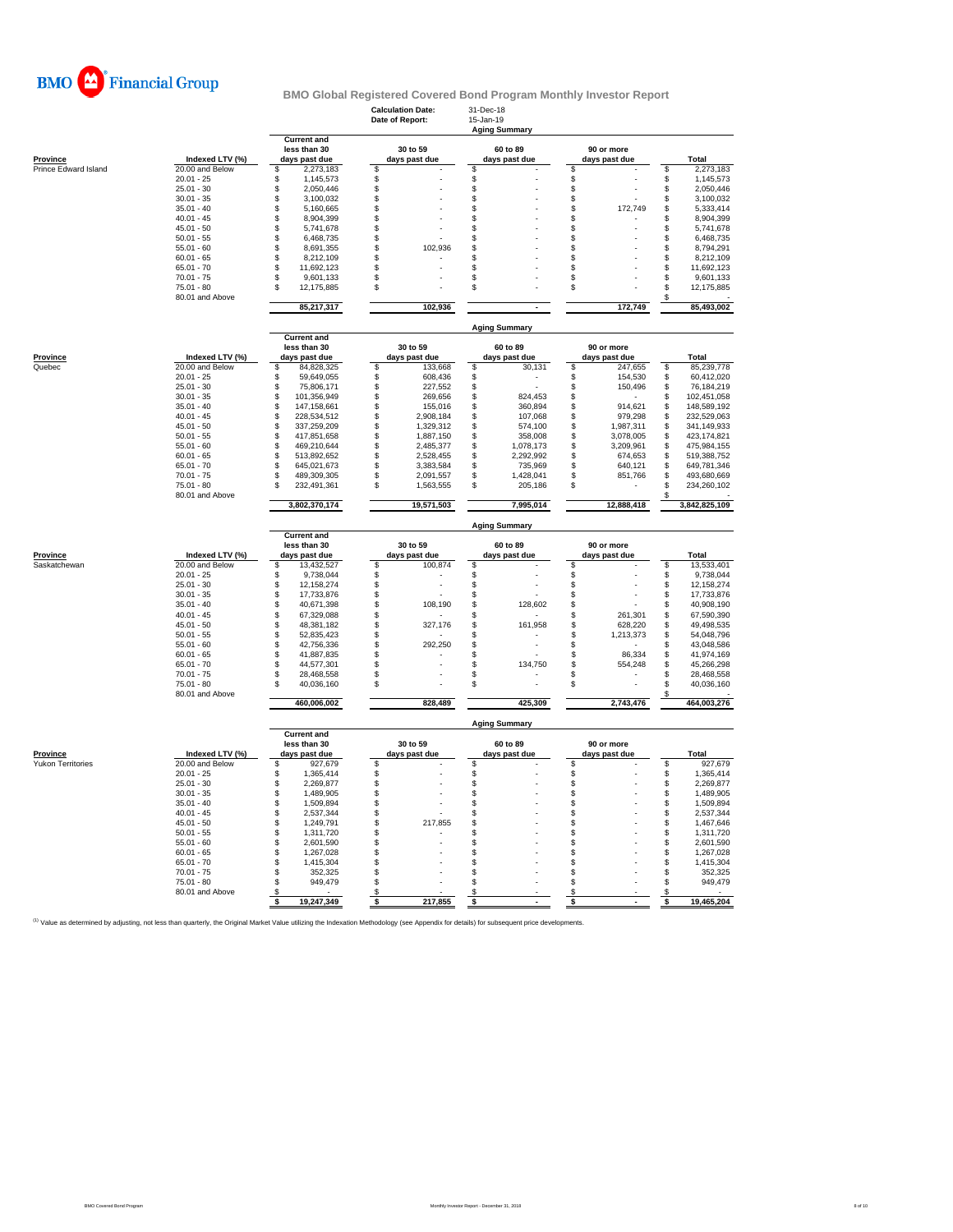BMO Financial Group

## BMO Global Registered Covered Bond Program Monthly Investor Report

**Calculation Date:** 31-Dec-18
**Date of Report:** 15-Jan-19

### Aging Summary

| Province | Indexed LTV (%) | Current and less than 30 days past due | 30 to 59 days past due | 60 to 89 days past due | 90 or more days past due | Total |
|---|---|---|---|---|---|---|
| Prince Edward Island | 20.00 and Below | $ 2,273,183 | $ - | $ - | $ - | $ 2,273,183 |
| | 20.01 - 25 | $ 1,145,573 | $ - | $ - | $ - | $ 1,145,573 |
| | 25.01 - 30 | $ 2,050,446 | $ - | $ - | $ - | $ 2,050,446 |
| | 30.01 - 35 | $ 3,100,032 | $ - | $ - | $ - | $ 3,100,032 |
| | 35.01 - 40 | $ 5,160,665 | $ - | $ - | $ 172,749 | $ 5,333,414 |
| | 40.01 - 45 | $ 8,904,399 | $ - | $ - | $ - | $ 8,904,399 |
| | 45.01 - 50 | $ 5,741,678 | $ - | $ - | $ - | $ 5,741,678 |
| | 50.01 - 55 | $ 6,468,735 | $ - | $ - | $ - | $ 6,468,735 |
| | 55.01 - 60 | $ 8,691,355 | $ 102,936 | $ - | $ - | $ 8,794,291 |
| | 60.01 - 65 | $ 8,212,109 | $ - | $ - | $ - | $ 8,212,109 |
| | 65.01 - 70 | $ 11,692,123 | $ - | $ - | $ - | $ 11,692,123 |
| | 70.01 - 75 | $ 9,601,133 | $ - | $ - | $ - | $ 9,601,133 |
| | 75.01 - 80 | $ 12,175,885 | $ - | $ - | $ - | $ 12,175,885 |
| | 80.01 and Above | | | | | $ - |
| | | 85,217,317 | 102,936 | - | 172,749 | 85,493,002 |

### Aging Summary

| Province | Indexed LTV (%) | Current and less than 30 days past due | 30 to 59 days past due | 60 to 89 days past due | 90 or more days past due | Total |
|---|---|---|---|---|---|---|
| Quebec | 20.00 and Below | $ 84,828,325 | $ 133,668 | $ 30,131 | $ 247,655 | $ 85,239,778 |
| | 20.01 - 25 | $ 59,649,055 | $ 608,436 | $ - | $ 154,530 | $ 60,412,020 |
| | 25.01 - 30 | $ 75,806,171 | $ 227,552 | $ - | $ 150,496 | $ 76,184,219 |
| | 30.01 - 35 | $ 101,356,949 | $ 269,656 | $ 824,453 | $ - | $ 102,451,058 |
| | 35.01 - 40 | $ 147,158,661 | $ 155,016 | $ 360,894 | $ 914,621 | $ 148,589,192 |
| | 40.01 - 45 | $ 228,534,512 | $ 2,908,184 | $ 107,068 | $ 979,298 | $ 232,529,063 |
| | 45.01 - 50 | $ 337,259,209 | $ 1,329,312 | $ 574,100 | $ 1,987,311 | $ 341,149,933 |
| | 50.01 - 55 | $ 417,851,658 | $ 1,887,150 | $ 358,008 | $ 3,078,005 | $ 423,174,821 |
| | 55.01 - 60 | $ 469,210,644 | $ 2,485,377 | $ 1,078,173 | $ 3,209,961 | $ 475,984,155 |
| | 60.01 - 65 | $ 513,892,652 | $ 2,528,455 | $ 2,292,992 | $ 674,653 | $ 519,388,752 |
| | 65.01 - 70 | $ 645,021,673 | $ 3,383,584 | $ 735,969 | $ 640,121 | $ 649,781,346 |
| | 70.01 - 75 | $ 489,309,305 | $ 2,091,557 | $ 1,428,041 | $ 851,766 | $ 493,680,669 |
| | 75.01 - 80 | $ 232,491,361 | $ 1,563,555 | $ 205,186 | $ - | $ 234,260,102 |
| | 80.01 and Above | | | | | $ - |
| | | 3,802,370,174 | 19,571,503 | 7,995,014 | 12,888,418 | 3,842,825,109 |

### Aging Summary

| Province | Indexed LTV (%) | Current and less than 30 days past due | 30 to 59 days past due | 60 to 89 days past due | 90 or more days past due | Total |
|---|---|---|---|---|---|---|
| Saskatchewan | 20.00 and Below | $ 13,432,527 | $ 100,874 | $ - | $ - | $ 13,533,401 |
| | 20.01 - 25 | $ 9,738,044 | $ - | $ - | $ - | $ 9,738,044 |
| | 25.01 - 30 | $ 12,158,274 | $ - | $ - | $ - | $ 12,158,274 |
| | 30.01 - 35 | $ 17,733,876 | $ - | $ - | $ - | $ 17,733,876 |
| | 35.01 - 40 | $ 40,671,398 | $ 108,190 | $ 128,602 | $ - | $ 40,908,190 |
| | 40.01 - 45 | $ 67,329,088 | $ - | $ - | $ 261,301 | $ 67,590,390 |
| | 45.01 - 50 | $ 48,381,182 | $ 327,176 | $ 161,958 | $ 628,220 | $ 49,498,535 |
| | 50.01 - 55 | $ 52,835,423 | $ - | $ - | $ 1,213,373 | $ 54,048,796 |
| | 55.01 - 60 | $ 42,756,336 | $ 292,250 | $ - | $ - | $ 43,048,586 |
| | 60.01 - 65 | $ 41,887,835 | $ - | $ - | $ 86,334 | $ 41,974,169 |
| | 65.01 - 70 | $ 44,577,301 | $ - | $ 134,750 | $ 554,248 | $ 45,266,298 |
| | 70.01 - 75 | $ 28,468,558 | $ - | $ - | $ - | $ 28,468,558 |
| | 75.01 - 80 | $ 40,036,160 | $ - | $ - | $ - | $ 40,036,160 |
| | 80.01 and Above | | | | | $ - |
| | | 460,006,002 | 828,489 | 425,309 | 2,743,476 | 464,003,276 |

### Aging Summary

| Province | Indexed LTV (%) | Current and less than 30 days past due | 30 to 59 days past due | 60 to 89 days past due | 90 or more days past due | Total |
|---|---|---|---|---|---|---|
| Yukon Territories | 20.00 and Below | $ 927,679 | $ - | $ - | $ - | $ 927,679 |
| | 20.01 - 25 | $ 1,365,414 | $ - | $ - | $ - | $ 1,365,414 |
| | 25.01 - 30 | $ 2,269,877 | $ - | $ - | $ - | $ 2,269,877 |
| | 30.01 - 35 | $ 1,489,905 | $ - | $ - | $ - | $ 1,489,905 |
| | 35.01 - 40 | $ 1,509,894 | $ - | $ - | $ - | $ 1,509,894 |
| | 40.01 - 45 | $ 2,537,344 | $ - | $ - | $ - | $ 2,537,344 |
| | 45.01 - 50 | $ 1,249,791 | $ 217,855 | $ - | $ - | $ 1,467,646 |
| | 50.01 - 55 | $ 1,311,720 | $ - | $ - | $ - | $ 1,311,720 |
| | 55.01 - 60 | $ 2,601,590 | $ - | $ - | $ - | $ 2,601,590 |
| | 60.01 - 65 | $ 1,267,028 | $ - | $ - | $ - | $ 1,267,028 |
| | 65.01 - 70 | $ 1,415,304 | $ - | $ - | $ - | $ 1,415,304 |
| | 70.01 - 75 | $ 352,325 | $ - | $ - | $ - | $ 352,325 |
| | 75.01 - 80 | $ 949,479 | $ - | $ - | $ - | $ 949,479 |
| | 80.01 and Above | $ - | $ - | $ - | $ - | $ - |
| | | $ 19,247,349 | $ 217,855 | $ - | $ - | $ 19,465,204 |

[1] Value as determined by adjusting, not less than quarterly, the Original Market Value utilizing the Indexation Methodology (see Appendix for details) for subsequent price developments.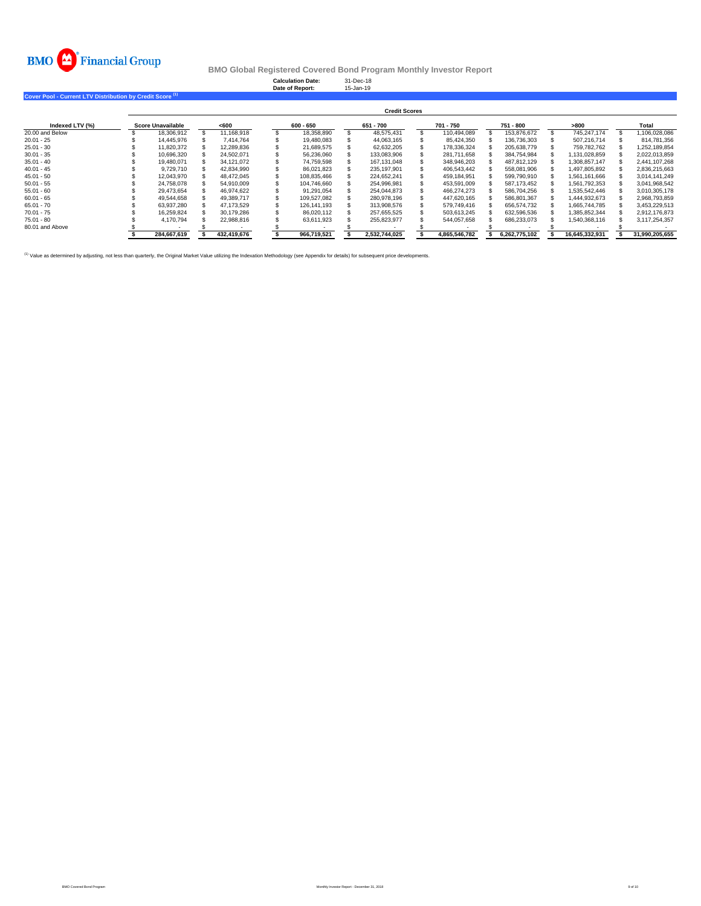BMO Financial Group

## BMO Global Registered Covered Bond Program Monthly Investor Report

**Calculation Date:** 31-Dec-18
**Date of Report:** 15-Jan-19

### Cover Pool - Current LTV Distribution by Credit Score [1]

| | Credit Scores | | | | | | | |
|---|---|---|---|---|---|---|---|---|
| **Indexed LTV (%)** | **Score Unavailable** | **<600** | **600 - 650** | **651 - 700** | **701 - 750** | **751 - 800** | **>800** | **Total** |
| 20.00 and Below | $ 18,306,912 | $ 11,168,918 | $ 18,358,890 | $ 48,575,431 | $ 110,494,089 | $ 153,876,672 | $ 745,247,174 | $ 1,106,028,086 |
| 20.01 - 25 | $ 14,445,976 | $ 7,414,764 | $ 19,480,083 | $ 44,063,165 | $ 85,424,350 | $ 136,736,303 | $ 507,216,714 | $ 814,781,356 |
| 25.01 - 30 | $ 11,820,372 | $ 12,289,836 | $ 21,689,575 | $ 62,632,205 | $ 178,336,324 | $ 205,638,779 | $ 759,782,762 | $ 1,252,189,854 |
| 30.01 - 35 | $ 10,696,320 | $ 24,502,071 | $ 56,236,060 | $ 133,083,906 | $ 281,711,658 | $ 384,754,984 | $ 1,131,028,859 | $ 2,022,013,859 |
| 35.01 - 40 | $ 19,480,071 | $ 34,121,072 | $ 74,759,598 | $ 167,131,048 | $ 348,946,203 | $ 487,812,129 | $ 1,308,857,147 | $ 2,441,107,268 |
| 40.01 - 45 | $ 9,729,710 | $ 42,834,990 | $ 86,021,823 | $ 235,197,901 | $ 406,543,442 | $ 558,081,906 | $ 1,497,805,892 | $ 2,836,215,663 |
| 45.01 - 50 | $ 12,043,970 | $ 48,472,045 | $ 108,835,466 | $ 224,652,241 | $ 459,184,951 | $ 599,790,910 | $ 1,561,161,666 | $ 3,014,141,249 |
| 50.01 - 55 | $ 24,758,078 | $ 54,910,009 | $ 104,746,660 | $ 254,996,981 | $ 453,591,009 | $ 587,173,452 | $ 1,561,792,353 | $ 3,041,968,542 |
| 55.01 - 60 | $ 29,473,654 | $ 46,974,622 | $ 91,291,054 | $ 254,044,873 | $ 466,274,273 | $ 586,704,256 | $ 1,535,542,446 | $ 3,010,305,178 |
| 60.01 - 65 | $ 49,544,658 | $ 49,389,717 | $ 109,527,082 | $ 280,978,196 | $ 447,620,165 | $ 586,801,367 | $ 1,444,932,673 | $ 2,968,793,859 |
| 65.01 - 70 | $ 63,937,280 | $ 47,173,529 | $ 126,141,193 | $ 313,908,576 | $ 579,749,416 | $ 656,574,732 | $ 1,665,744,785 | $ 3,453,229,513 |
| 70.01 - 75 | $ 16,259,824 | $ 30,179,286 | $ 86,020,112 | $ 257,655,525 | $ 503,613,245 | $ 632,596,536 | $ 1,385,852,344 | $ 2,912,176,873 |
| 75.01 - 80 | $ 4,170,794 | $ 22,988,816 | $ 63,611,923 | $ 255,823,977 | $ 544,057,658 | $ 686,233,073 | $ 1,540,368,116 | $ 3,117,254,357 |
| 80.01 and Above | $ - | $ - | $ - | $ - | $ - | $ - | $ - | $ - |
| | **$ 284,667,619** | **$ 432,419,676** | **$ 966,719,521** | **$ 2,532,744,025** | **$ 4,865,546,782** | **$ 6,262,775,102** | **$ 16,645,332,931** | **$ 31,990,205,655** |

[1] Value as determined by adjusting, not less than quarterly, the Original Market Value utilizing the Indexation Methodology (see Appendix for details) for subsequent price developments.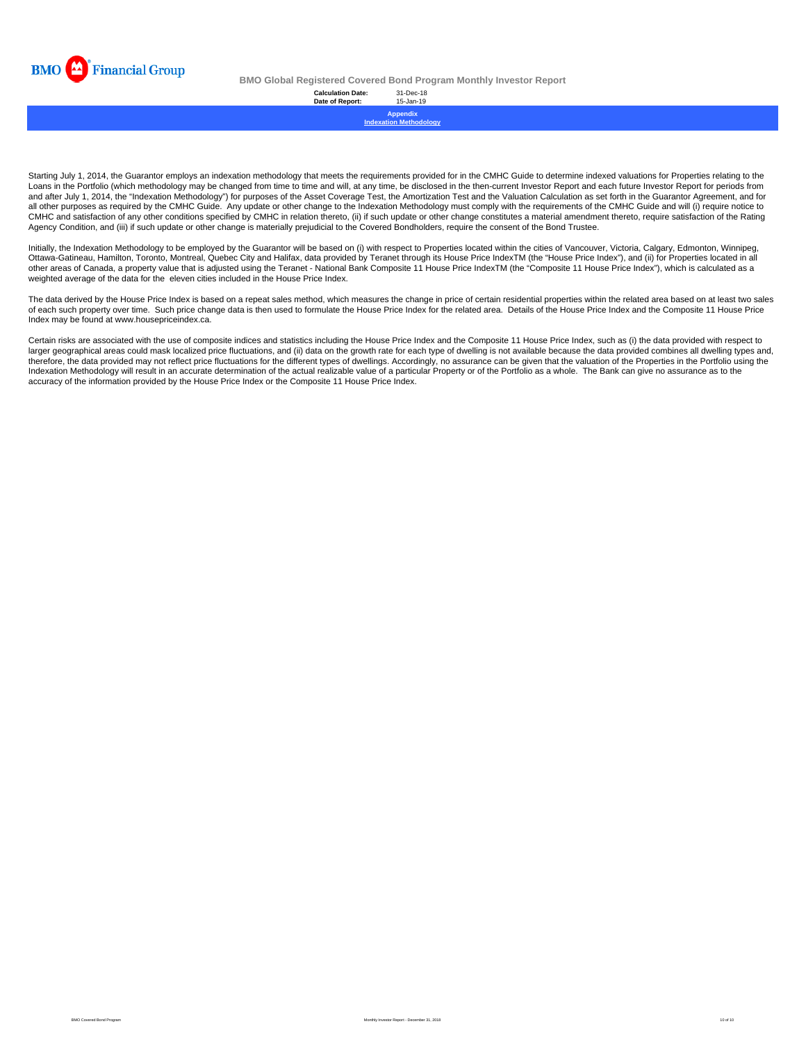**BMO Global Registered Covered Bond Program Monthly Investor Report**

**Calculation Date:** 31-Dec-18
**Date of Report:** 15-Jan-19

## Appendix
### Indexation Methodology

Starting July 1, 2014, the Guarantor employs an indexation methodology that meets the requirements provided for in the CMHC Guide to determine indexed valuations for Properties relating to the Loans in the Portfolio (which methodology may be changed from time to time and will, at any time, be disclosed in the then-current Investor Report and each future Investor Report for periods from and after July 1, 2014, the "Indexation Methodology") for purposes of the Asset Coverage Test, the Amortization Test and the Valuation Calculation as set forth in the Guarantor Agreement, and for all other purposes as required by the CMHC Guide. Any update or other change to the Indexation Methodology must comply with the requirements of the CMHC Guide and will (i) require notice to CMHC and satisfaction of any other conditions specified by CMHC in relation thereto, (ii) if such update or other change constitutes a material amendment thereto, require satisfaction of the Rating Agency Condition, and (iii) if such update or other change is materially prejudicial to the Covered Bondholders, require the consent of the Bond Trustee.

Initially, the Indexation Methodology to be employed by the Guarantor will be based on (i) with respect to Properties located within the cities of Vancouver, Victoria, Calgary, Edmonton, Winnipeg, Ottawa-Gatineau, Hamilton, Toronto, Montreal, Quebec City and Halifax, data provided by Teranet through its House Price IndexTM (the "House Price Index"), and (ii) for Properties located in all other areas of Canada, a property value that is adjusted using the Teranet - National Bank Composite 11 House Price IndexTM (the "Composite 11 House Price Index"), which is calculated as a weighted average of the data for the eleven cities included in the House Price Index.

The data derived by the House Price Index is based on a repeat sales method, which measures the change in price of certain residential properties within the related area based on at least two sales of each such property over time. Such price change data is then used to formulate the House Price Index for the related area. Details of the House Price Index and the Composite 11 House Price Index may be found at www.housepriceindex.ca.

Certain risks are associated with the use of composite indices and statistics including the House Price Index and the Composite 11 House Price Index, such as (i) the data provided with respect to larger geographical areas could mask localized price fluctuations, and (ii) data on the growth rate for each type of dwelling is not available because the data provided combines all dwelling types and, therefore, the data provided may not reflect price fluctuations for the different types of dwellings. Accordingly, no assurance can be given that the valuation of the Properties in the Portfolio using the Indexation Methodology will result in an accurate determination of the actual realizable value of a particular Property or of the Portfolio as a whole. The Bank can give no assurance as to the accuracy of the information provided by the House Price Index or the Composite 11 House Price Index.